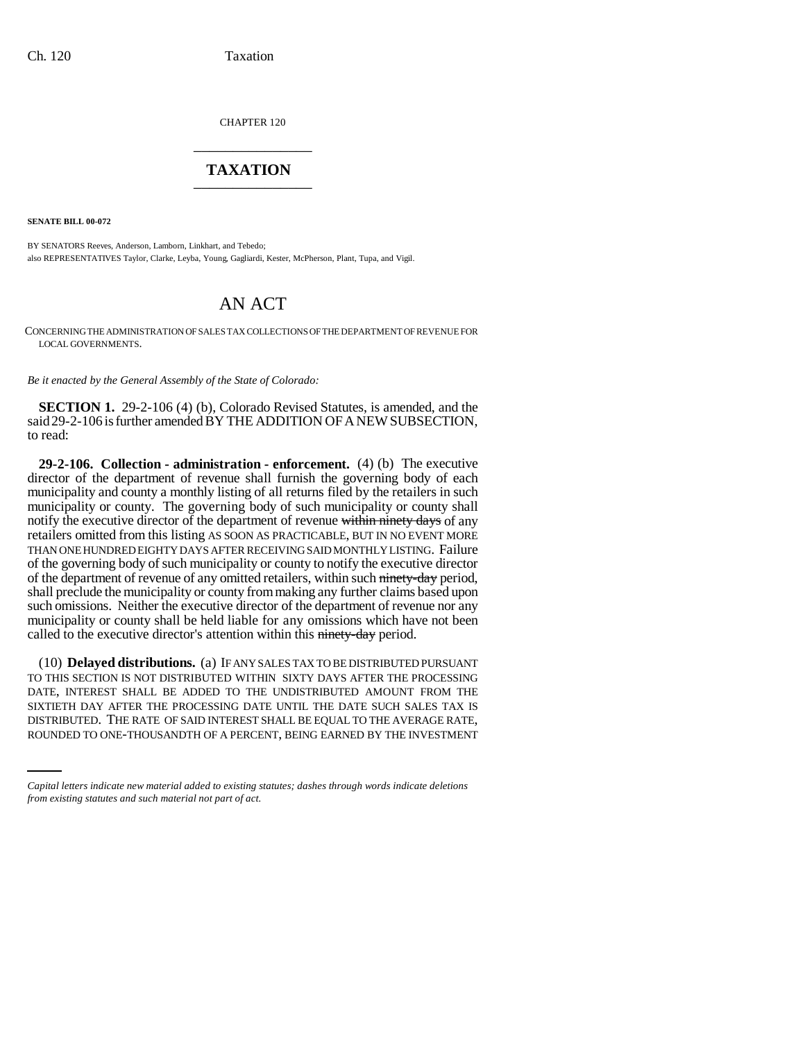CHAPTER 120

# TAXATION

**SENATE BILL 00-072**

BY SENATORS Reeves, Anderson, Lamborn, Linkhart, and Tebedo;
also REPRESENTATIVES Taylor, Clarke, Leyba, Young, Gagliardi, Kester, McPherson, Plant, Tupa, and Vigil.

# AN ACT

CONCERNING THE ADMINISTRATION OF SALES TAX COLLECTIONS OF THE DEPARTMENT OF REVENUE FOR LOCAL GOVERNMENTS.

*Be it enacted by the General Assembly of the State of Colorado:*

**SECTION 1.** 29-2-106 (4) (b), Colorado Revised Statutes, is amended, and the said 29-2-106 is further amended BY THE ADDITION OF A NEW SUBSECTION, to read:

**29-2-106. Collection - administration - enforcement.** (4) (b) The executive director of the department of revenue shall furnish the governing body of each municipality and county a monthly listing of all returns filed by the retailers in such municipality or county. The governing body of such municipality or county shall notify the executive director of the department of revenue ~~within ninety days~~ of any retailers omitted from this listing AS SOON AS PRACTICABLE, BUT IN NO EVENT MORE THAN ONE HUNDRED EIGHTY DAYS AFTER RECEIVING SAID MONTHLY LISTING. Failure of the governing body of such municipality or county to notify the executive director of the department of revenue of any omitted retailers, within such ~~ninety-day~~ period, shall preclude the municipality or county from making any further claims based upon such omissions. Neither the executive director of the department of revenue nor any municipality or county shall be held liable for any omissions which have not been called to the executive director's attention within this ~~ninety-day~~ period.

(10) **Delayed distributions.** (a) IF ANY SALES TAX TO BE DISTRIBUTED PURSUANT TO THIS SECTION IS NOT DISTRIBUTED WITHIN SIXTY DAYS AFTER THE PROCESSING DATE, INTEREST SHALL BE ADDED TO THE UNDISTRIBUTED AMOUNT FROM THE SIXTIETH DAY AFTER THE PROCESSING DATE UNTIL THE DATE SUCH SALES TAX IS DISTRIBUTED. THE RATE OF SAID INTEREST SHALL BE EQUAL TO THE AVERAGE RATE, ROUNDED TO ONE-THOUSANDTH OF A PERCENT, BEING EARNED BY THE INVESTMENT

*Capital letters indicate new material added to existing statutes; dashes through words indicate deletions from existing statutes and such material not part of act.*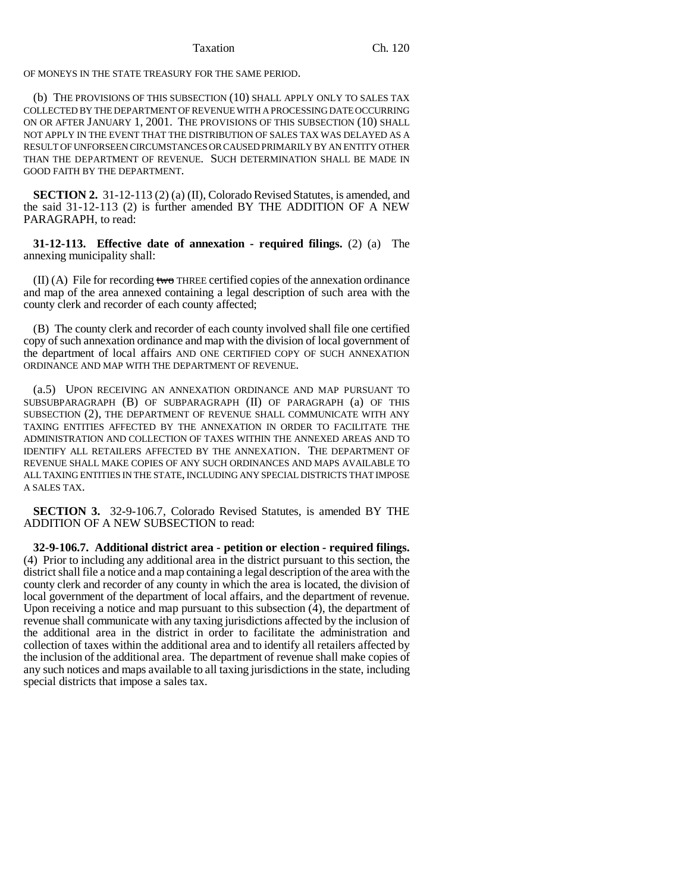OF MONEYS IN THE STATE TREASURY FOR THE SAME PERIOD.

(b) THE PROVISIONS OF THIS SUBSECTION (10) SHALL APPLY ONLY TO SALES TAX COLLECTED BY THE DEPARTMENT OF REVENUE WITH A PROCESSING DATE OCCURRING ON OR AFTER JANUARY 1, 2001. THE PROVISIONS OF THIS SUBSECTION (10) SHALL NOT APPLY IN THE EVENT THAT THE DISTRIBUTION OF SALES TAX WAS DELAYED AS A RESULT OF UNFORSEEN CIRCUMSTANCES OR CAUSED PRIMARILY BY AN ENTITY OTHER THAN THE DEPARTMENT OF REVENUE. SUCH DETERMINATION SHALL BE MADE IN GOOD FAITH BY THE DEPARTMENT.

**SECTION 2.** 31-12-113 (2) (a) (II), Colorado Revised Statutes, is amended, and the said 31-12-113 (2) is further amended BY THE ADDITION OF A NEW PARAGRAPH, to read:

**31-12-113. Effective date of annexation - required filings.** (2) (a) The annexing municipality shall:

(II) (A) File for recording ~~two~~ THREE certified copies of the annexation ordinance and map of the area annexed containing a legal description of such area with the county clerk and recorder of each county affected;

(B) The county clerk and recorder of each county involved shall file one certified copy of such annexation ordinance and map with the division of local government of the department of local affairs AND ONE CERTIFIED COPY OF SUCH ANNEXATION ORDINANCE AND MAP WITH THE DEPARTMENT OF REVENUE.

(a.5) UPON RECEIVING AN ANNEXATION ORDINANCE AND MAP PURSUANT TO SUBSUBPARAGRAPH (B) OF SUBPARAGRAPH (II) OF PARAGRAPH (a) OF THIS SUBSECTION (2), THE DEPARTMENT OF REVENUE SHALL COMMUNICATE WITH ANY TAXING ENTITIES AFFECTED BY THE ANNEXATION IN ORDER TO FACILITATE THE ADMINISTRATION AND COLLECTION OF TAXES WITHIN THE ANNEXED AREAS AND TO IDENTIFY ALL RETAILERS AFFECTED BY THE ANNEXATION. THE DEPARTMENT OF REVENUE SHALL MAKE COPIES OF ANY SUCH ORDINANCES AND MAPS AVAILABLE TO ALL TAXING ENTITIES IN THE STATE, INCLUDING ANY SPECIAL DISTRICTS THAT IMPOSE A SALES TAX.

**SECTION 3.** 32-9-106.7, Colorado Revised Statutes, is amended BY THE ADDITION OF A NEW SUBSECTION to read:

**32-9-106.7. Additional district area - petition or election - required filings.** (4) Prior to including any additional area in the district pursuant to this section, the district shall file a notice and a map containing a legal description of the area with the county clerk and recorder of any county in which the area is located, the division of local government of the department of local affairs, and the department of revenue. Upon receiving a notice and map pursuant to this subsection (4), the department of revenue shall communicate with any taxing jurisdictions affected by the inclusion of the additional area in the district in order to facilitate the administration and collection of taxes within the additional area and to identify all retailers affected by the inclusion of the additional area. The department of revenue shall make copies of any such notices and maps available to all taxing jurisdictions in the state, including special districts that impose a sales tax.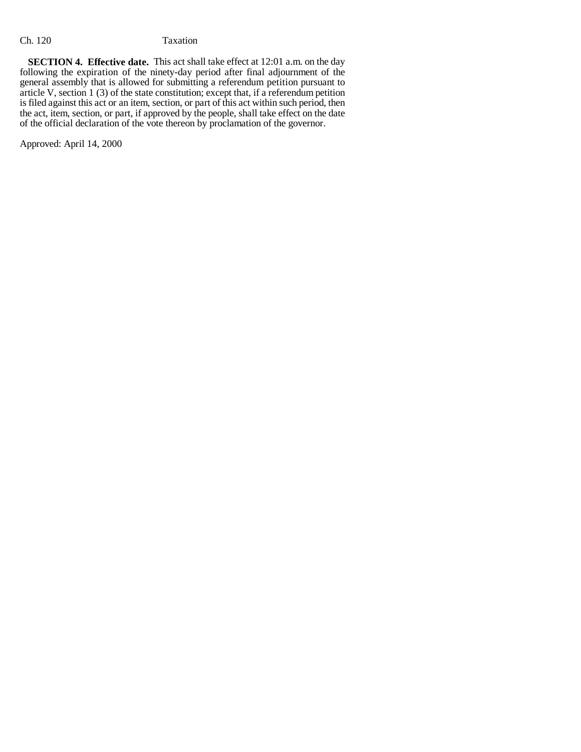**SECTION 4. Effective date.** This act shall take effect at 12:01 a.m. on the day following the expiration of the ninety-day period after final adjournment of the general assembly that is allowed for submitting a referendum petition pursuant to article V, section 1 (3) of the state constitution; except that, if a referendum petition is filed against this act or an item, section, or part of this act within such period, then the act, item, section, or part, if approved by the people, shall take effect on the date of the official declaration of the vote thereon by proclamation of the governor.

Approved: April 14, 2000